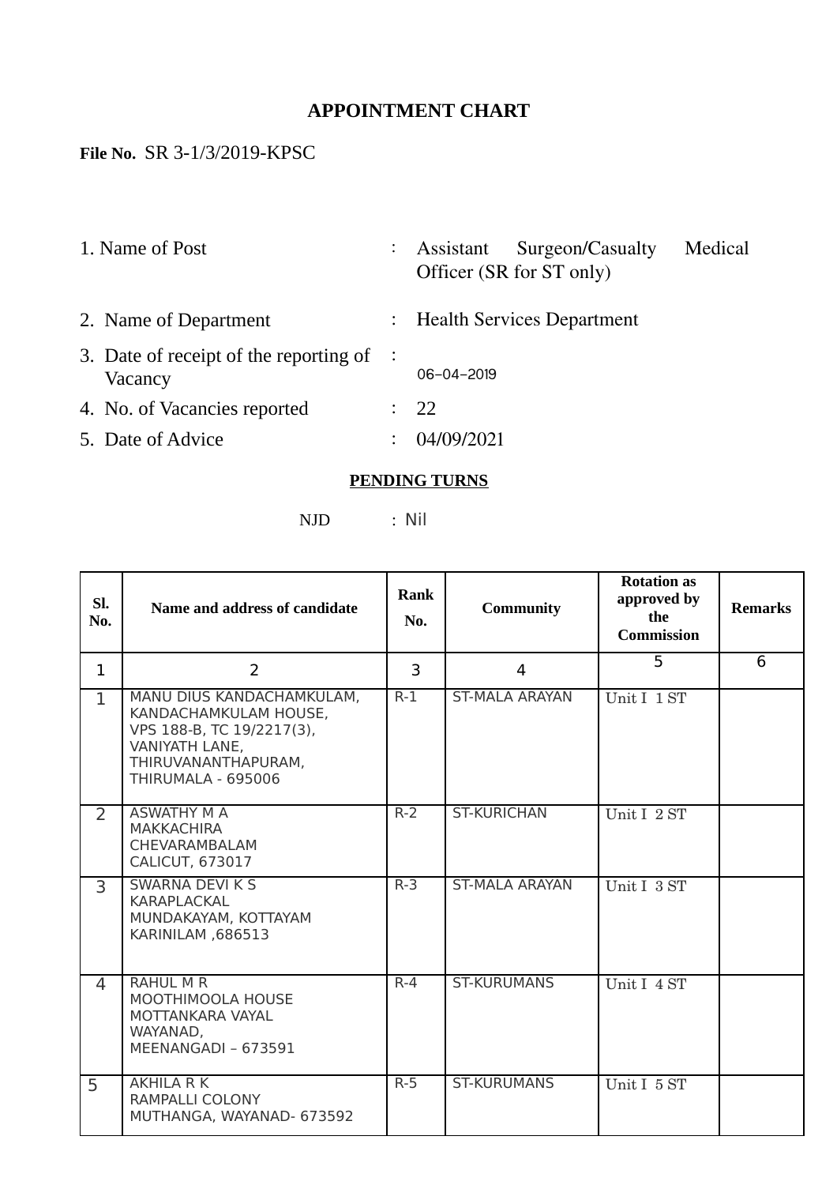# APPOINTMENT CHART

**File No.** SR 3-1/3/2019-KPSC

| | | |
|---|---|---|
| 1. Name of Post | : | Assistant Surgeon/Casualty Medical Officer (SR for ST only) |
| 2. Name of Department | : | Health Services Department |
| 3. Date of receipt of the reporting of Vacancy | : | 06-04-2019 |
| 4. No. of Vacancies reported | : | 22 |
| 5. Date of Advice | : | 04/09/2021 |

**PENDING TURNS**

NJD : Nil

| Sl. No. | Name and address of candidate | Rank No. | Community | Rotation as approved by the Commission | Remarks |
|---|---|---|---|---|---|
| 1 | 2 | 3 | 4 | 5 | 6 |
| 1 | MANU DIUS KANDACHAMKULAM, KANDACHAMKULAM HOUSE, VPS 188-B, TC 19/2217(3), VANIYATH LANE, THIRUVANANTHAPURAM, THIRUMALA - 695006 | R-1 | ST-MALA ARAYAN | Unit I 1 ST | |
| 2 | ASWATHY M A MAKKACHIRA CHEVARAMBALAM CALICUT, 673017 | R-2 | ST-KURICHAN | Unit I 2 ST | |
| 3 | SWARNA DEVI K S KARAPLACKAL MUNDAKAYAM, KOTTAYAM KARINILAM ,686513 | R-3 | ST-MALA ARAYAN | Unit I 3 ST | |
| 4 | RAHUL M R MOOTHIMOOLA HOUSE MOTTANKARA VAYAL WAYANAD, MEENANGADI – 673591 | R-4 | ST-KURUMANS | Unit I 4 ST | |
| 5 | AKHILA R K RAMPALLI COLONY MUTHANGA, WAYANAD- 673592 | R-5 | ST-KURUMANS | Unit I 5 ST | |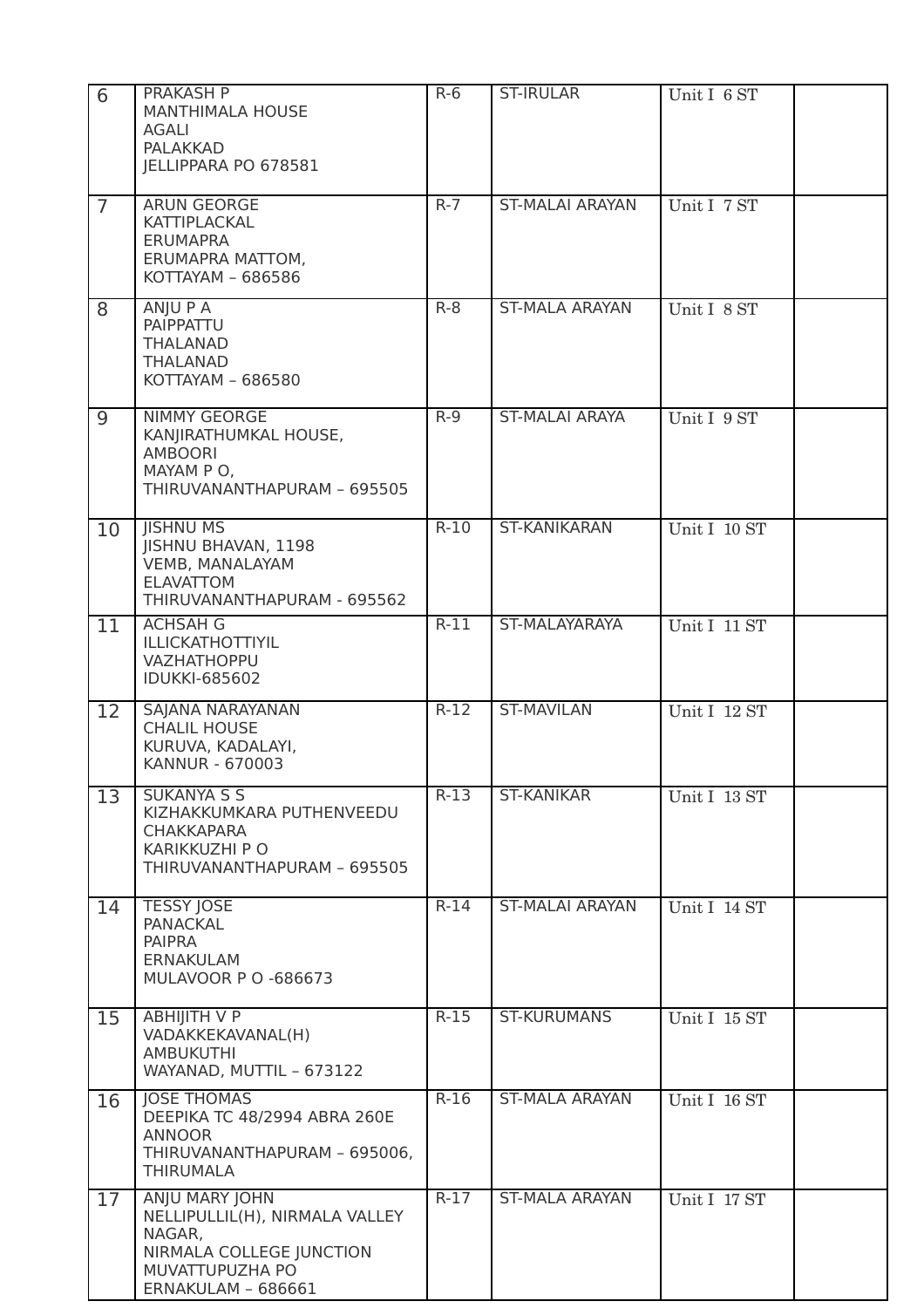| 6 | PRAKASH P<br>MANTHIMALA HOUSE<br>AGALI<br>PALAKKAD<br>JELLIPPARA PO 678581 | R-6 | ST-IRULAR | Unit I 6 ST | |
|---|---|---|---|---|---|
| 7 | ARUN GEORGE<br>KATTIPLACKAL<br>ERUMAPRA<br>ERUMAPRA MATTOM,<br>KOTTAYAM – 686586 | R-7 | ST-MALAI ARAYAN | Unit I 7 ST | |
| 8 | ANJU P A<br>PAIPPATTU<br>THALANAD<br>THALANAD<br>KOTTAYAM – 686580 | R-8 | ST-MALA ARAYAN | Unit I 8 ST | |
| 9 | NIMMY GEORGE<br>KANJIRATHUMKAL HOUSE,<br>AMBOORI<br>MAYAM P O,<br>THIRUVANANTHAPURAM – 695505 | R-9 | ST-MALAI ARAYA | Unit I 9 ST | |
| 10 | JISHNU MS<br>JISHNU BHAVAN, 1198<br>VEMB, MANALAYAM<br>ELAVATTOM<br>THIRUVANANTHAPURAM - 695562 | R-10 | ST-KANIKARAN | Unit I 10 ST | |
| 11 | ACHSAH G<br>ILLICKATHOTTIYIL<br>VAZHATHOPPU<br>IDUKKI-685602 | R-11 | ST-MALAYARAYA | Unit I 11 ST | |
| 12 | SAJANA NARAYANAN<br>CHALIL HOUSE<br>KURUVA, KADALAYI,<br>KANNUR - 670003 | R-12 | ST-MAVILAN | Unit I 12 ST | |
| 13 | SUKANYA S S<br>KIZHAKKUMKARA PUTHENVEEDU<br>CHAKKAPARA<br>KARIKKUZHI P O<br>THIRUVANANTHAPURAM – 695505 | R-13 | ST-KANIKAR | Unit I 13 ST | |
| 14 | TESSY JOSE<br>PANACKAL<br>PAIPRA<br>ERNAKULAM<br>MULAVOOR P O -686673 | R-14 | ST-MALAI ARAYAN | Unit I 14 ST | |
| 15 | ABHIJITH V P<br>VADAKKEKAVANAL(H)<br>AMBUKUTHI<br>WAYANAD, MUTTIL – 673122 | R-15 | ST-KURUMANS | Unit I 15 ST | |
| 16 | JOSE THOMAS<br>DEEPIKA TC 48/2994 ABRA 260E<br>ANNOOR<br>THIRUVANANTHAPURAM – 695006,<br>THIRUMALA | R-16 | ST-MALA ARAYAN | Unit I 16 ST | |
| 17 | ANJU MARY JOHN<br>NELLIPULLIL(H), NIRMALA VALLEY NAGAR,<br>NIRMALA COLLEGE JUNCTION<br>MUVATTUPUZHA PO<br>ERNAKULAM – 686661 | R-17 | ST-MALA ARAYAN | Unit I 17 ST | |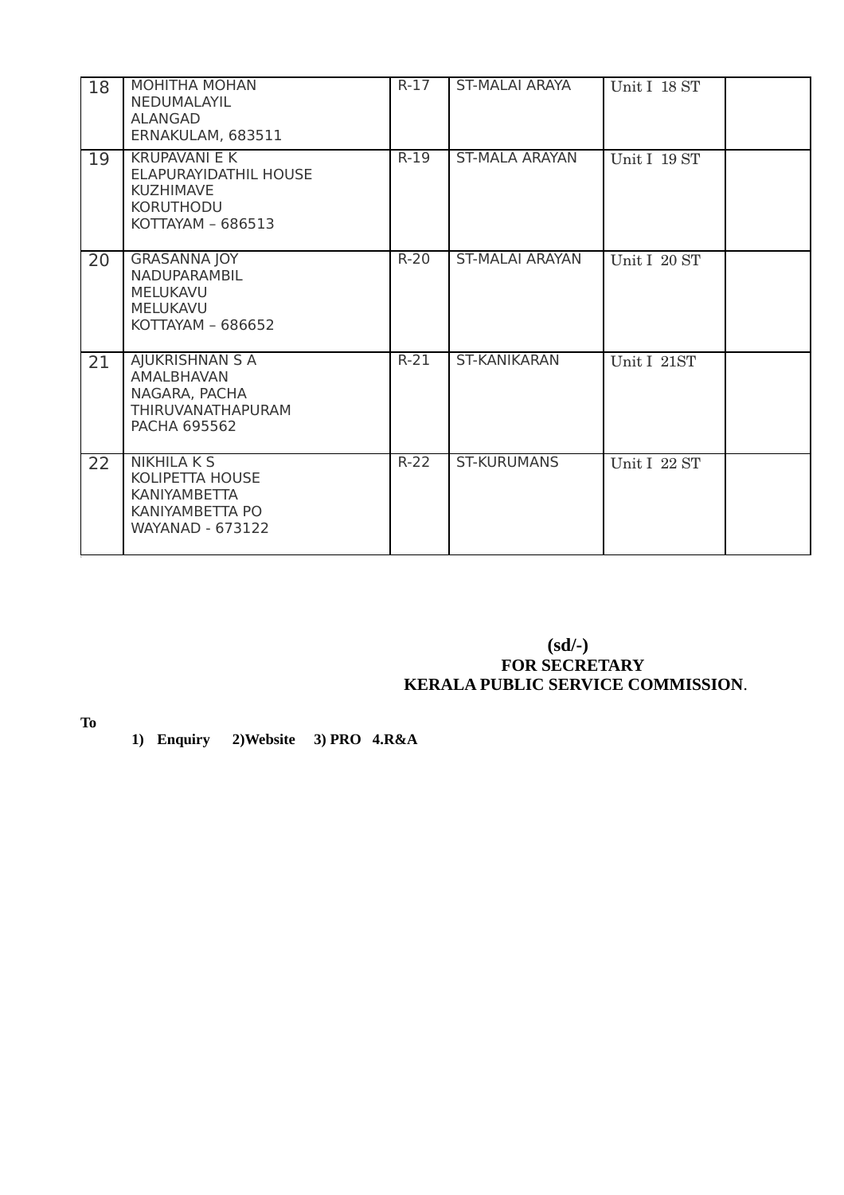| | | | | | |
|---|---|---|---|---|---|
| 18 | MOHITHA MOHAN<br>NEDUMALAYIL<br>ALANGAD<br>ERNAKULAM, 683511 | R-17 | ST-MALAI ARAYA | Unit I 18 ST | |
| 19 | KRUPAVANI E K<br>ELAPURAYIDATHIL HOUSE<br>KUZHIMAVE<br>KORUTHODU<br>KOTTAYAM – 686513 | R-19 | ST-MALA ARAYAN | Unit I 19 ST | |
| 20 | GRASANNA JOY<br>NADUPARAMBIL<br>MELUKAVU<br>MELUKAVU<br>KOTTAYAM – 686652 | R-20 | ST-MALAI ARAYAN | Unit I 20 ST | |
| 21 | AJUKRISHNAN S A<br>AMALBHAVAN<br>NAGARA, PACHA<br>THIRUVANATHAPURAM<br>PACHA 695562 | R-21 | ST-KANIKARAN | Unit I 21ST | |
| 22 | NIKHILA K S<br>KOLIPETTA HOUSE<br>KANIYAMBETTA<br>KANIYAMBETTA PO<br>WAYANAD - 673122 | R-22 | ST-KURUMANS | Unit I 22 ST | |

**(sd/-)**
**FOR SECRETARY**
**KERALA PUBLIC SERVICE COMMISSION**.

**To**

1) **Enquiry 2)Website 3) PRO 4.R&A**